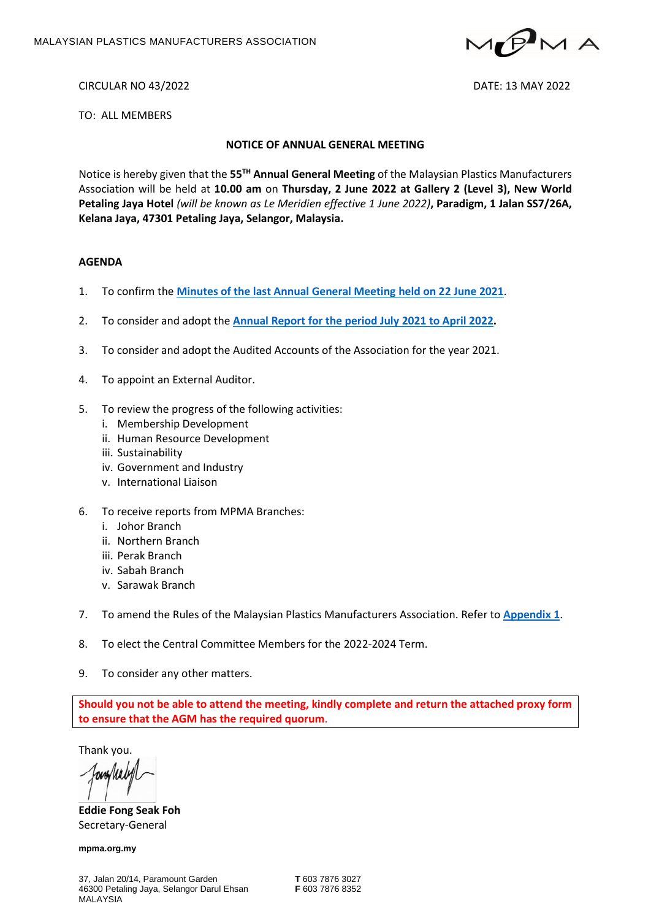MALAYSIAN PLASTICS MANUFACTURERS ASSOCIATION

CIRCULAR NO 43/2022

DATE: 13 MAY 2022

TO: ALL MEMBERS

## NOTICE OF ANNUAL GENERAL MEETING

Notice is hereby given that the **55TH Annual General Meeting** of the Malaysian Plastics Manufacturers Association will be held at **10.00 am** on **Thursday, 2 June 2022 at Gallery 2 (Level 3), New World Petaling Jaya Hotel** *(will be known as Le Meridien effective 1 June 2022)*, **Paradigm, 1 Jalan SS7/26A, Kelana Jaya, 47301 Petaling Jaya, Selangor, Malaysia.**

**AGENDA**

1. To confirm the **Minutes of the last Annual General Meeting held on 22 June 2021**.
2. To consider and adopt the **Annual Report for the period July 2021 to April 2022.**
3. To consider and adopt the Audited Accounts of the Association for the year 2021.
4. To appoint an External Auditor.
5. To review the progress of the following activities:
   i. Membership Development
   ii. Human Resource Development
   iii. Sustainability
   iv. Government and Industry
   v. International Liaison
6. To receive reports from MPMA Branches:
   i. Johor Branch
   ii. Northern Branch
   iii. Perak Branch
   iv. Sabah Branch
   v. Sarawak Branch
7. To amend the Rules of the Malaysian Plastics Manufacturers Association. Refer to **Appendix 1**.
8. To elect the Central Committee Members for the 2022-2024 Term.
9. To consider any other matters.

**Should you not be able to attend the meeting, kindly complete and return the attached proxy form to ensure that the AGM has the required quorum.**

Thank you.

**Eddie Fong Seak Foh**
Secretary-General

**mpma.org.my**

37, Jalan 20/14, Paramount Garden
46300 Petaling Jaya, Selangor Darul Ehsan
MALAYSIA

**T** 603 7876 3027
**F** 603 7876 8352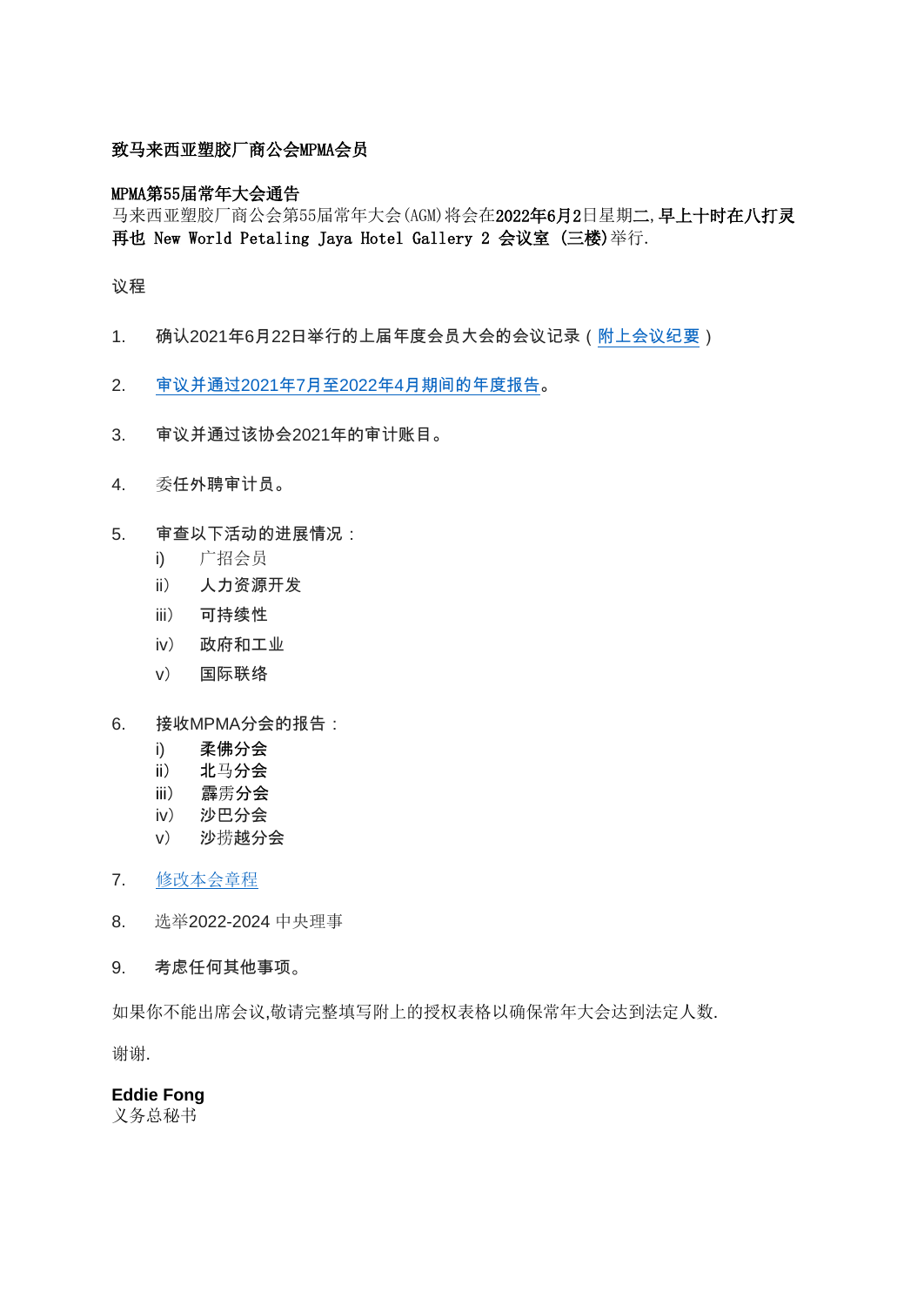**致马来西亚塑胶厂商公会MPMA会员**

**MPMA第55届常年大会通告**
马来西亚塑胶厂商公会第55届常年大会(AGM)将会在**2022年6月2**日星期**二,早上十时在八打灵再也 New World Petaling Jaya Hotel Gallery 2 会议室 (三楼)**举行.

议程

1. 确认2021年6月22日举行的上届年度会员大会的会议记录（附上会议纪要）

2. 审议并通过2021年7月至2022年4月期间的年度报告。

3. 审议并通过该协会2021年的审计账目。

4. 委任外聘审计员。

5. 审查以下活动的进展情况：
   i) 广招会员
   ii） 人力资源开发
   iii） 可持续性
   iv） 政府和工业
   v） 国际联络

6. 接收MPMA分会的报告：
   i) 柔佛分会
   ii） 北马分会
   iii） 霹雳分会
   iv） 沙巴分会
   v） 沙捞越分会

7. 修改本会章程

8. 选举2022-2024 中央理事

9. 考虑任何其他事项。

如果你不能出席会议,敬请完整填写附上的授权表格以确保常年大会达到法定人数.

谢谢.

**Eddie Fong**
义务总秘书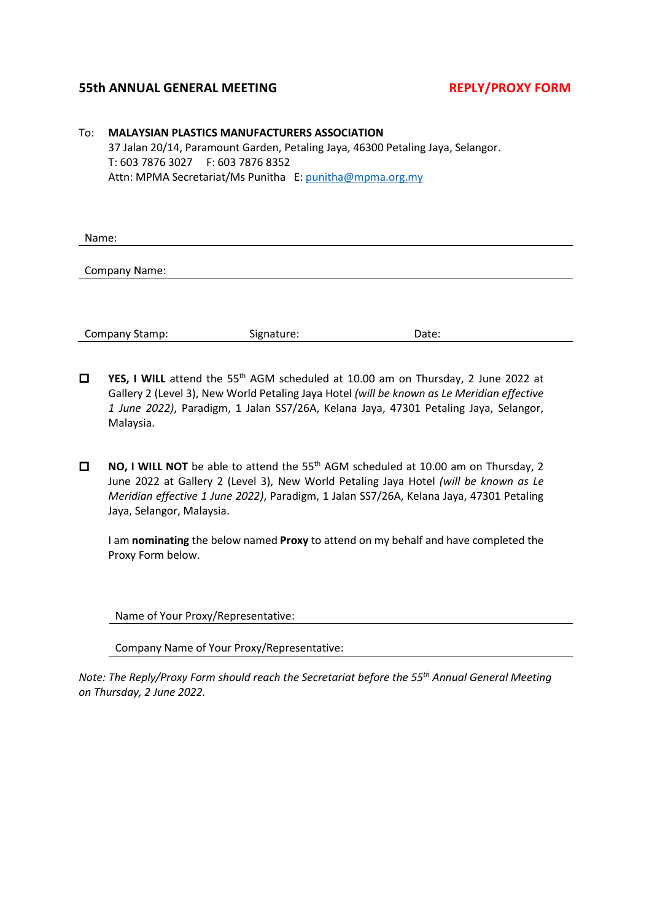**55th ANNUAL GENERAL MEETING** **REPLY/PROXY FORM**

To: **MALAYSIAN PLASTICS MANUFACTURERS ASSOCIATION**
37 Jalan 20/14, Paramount Garden, Petaling Jaya, 46300 Petaling Jaya, Selangor.
T: 603 7876 3027 F: 603 7876 8352
Attn: MPMA Secretariat/Ms Punitha E: punitha@mpma.org.my

Name: ______________________________________________

Company Name: ______________________________________________

Company Stamp: Signature: Date:

☐ **YES, I WILL** attend the 55th AGM scheduled at 10.00 am on Thursday, 2 June 2022 at Gallery 2 (Level 3), New World Petaling Jaya Hotel *(will be known as Le Meridian effective 1 June 2022)*, Paradigm, 1 Jalan SS7/26A, Kelana Jaya, 47301 Petaling Jaya, Selangor, Malaysia.

☐ **NO, I WILL NOT** be able to attend the 55th AGM scheduled at 10.00 am on Thursday, 2 June 2022 at Gallery 2 (Level 3), New World Petaling Jaya Hotel *(will be known as Le Meridian effective 1 June 2022)*, Paradigm, 1 Jalan SS7/26A, Kelana Jaya, 47301 Petaling Jaya, Selangor, Malaysia.

I am **nominating** the below named **Proxy** to attend on my behalf and have completed the Proxy Form below.

Name of Your Proxy/Representative: ______________________________________________

Company Name of Your Proxy/Representative: ______________________________________________

*Note: The Reply/Proxy Form should reach the Secretariat before the 55th Annual General Meeting on Thursday, 2 June 2022.*